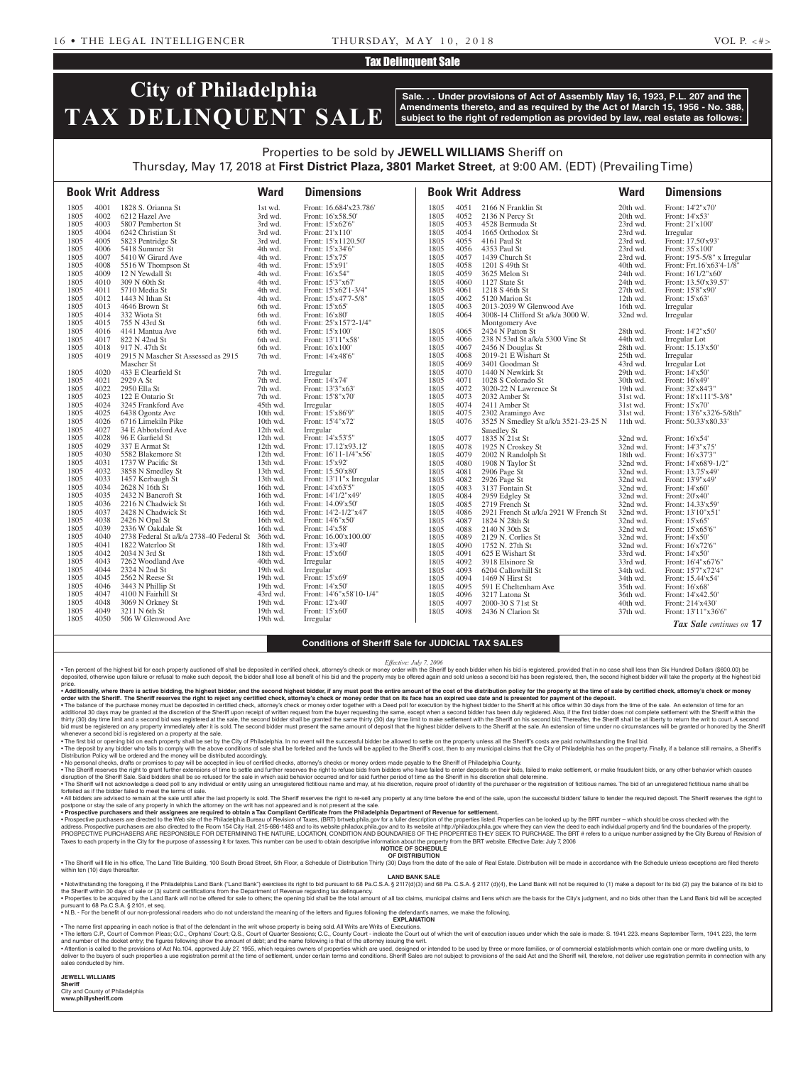## Tax Delinquent Sale

# City of Philadelphia TAX DELINQUENT SALE

**Sale. . . Under provisions of Act of Assembly May 16, 1923, P.L. 207 and the Amendments thereto, and as required by the Act of March 15, 1956 - No. 388, subject to the right of redemption as provided by law, real estate as follows:**

Properties to be sold by **JEWELL WILLIAMS** Sheriff on Thursday, May 17, 2018 at **First District Plaza, 3801 Market Street**, at 9:00 AM. (EDT) (Prevailing Time)

| Book | Writ | Address | Ward | Dimensions |
|---|---|---|---|---|
| 1805 | 4001 | 1828 S. Orianna St | 1st wd. | Front: 16.684'x23.786' |
| 1805 | 4002 | 6212 Hazel Ave | 3rd wd. | Front: 16'x58.50' |
| 1805 | 4003 | 5807 Pemberton St | 3rd wd. | Front: 15'x62'6" |
| 1805 | 4004 | 6242 Christian St | 3rd wd. | Front: 21'x110' |
| 1805 | 4005 | 5823 Pentridge St | 3rd wd. | Front: 15'x1120.50' |
| 1805 | 4006 | 5418 Summer St | 4th wd. | Front: 15'x34'6" |
| 1805 | 4007 | 5410 W Girard Ave | 4th wd. | Front: 15'x75' |
| 1805 | 4008 | 5516 W Thompson St | 4th wd. | Front: 15'x91' |
| 1805 | 4009 | 12 N Yewdall St | 4th wd. | Front: 16'x54" |
| 1805 | 4010 | 309 N 60th St | 4th wd. | Front: 15'3"x67' |
| 1805 | 4011 | 5710 Media St | 4th wd. | Front: 15'x62'1-3/4" |
| 1805 | 4012 | 1443 N Ithan St | 4th wd. | Front: 15'x47'7-5/8" |
| 1805 | 4013 | 4646 Brown St | 6th wd. | Front: 15'x65' |
| 1805 | 4014 | 332 Wiota St | 6th wd. | Front: 16'x80' |
| 1805 | 4015 | 755 N 43rd St | 6th wd. | Front: 25'x157'2-1/4" |
| 1805 | 4016 | 4141 Mantua Ave | 6th wd. | Front: 15'x100' |
| 1805 | 4017 | 822 N 42nd St | 6th wd. | Front: 13'11"x58' |
| 1805 | 4018 | 917 N. 47th St | 6th wd. | Front: 16'x100' |
| 1805 | 4019 | 2915 N Mascher St Assessed as 2915 Mascher St | 7th wd. | Front: 14'x48'6" |
| 1805 | 4020 | 433 E Clearfield St | 7th wd. | Irregular |
| 1805 | 4021 | 2929 A St | 7th wd. | Front: 14'x74' |
| 1805 | 4022 | 2950 Ella St | 7th wd. | Front: 13'3"x63' |
| 1805 | 4023 | 122 E Ontario St | 7th wd. | Front: 15'8"x70' |
| 1805 | 4024 | 3245 Frankford Ave | 45th wd. | Irregular |
| 1805 | 4025 | 6438 Ogontz Ave | 10th wd. | Front: 15'x86'9" |
| 1805 | 4026 | 6716 Limekiln Pike | 10th wd. | Front: 15'4"x72' |
| 1805 | 4027 | 34 E Abbotsford Ave | 12th wd. | Irregular |
| 1805 | 4028 | 96 E Garfield St | 12th wd. | Front: 14'x53'5" |
| 1805 | 4029 | 337 E Armat St | 12th wd. | Front: 17.12'x93.12' |
| 1805 | 4030 | 5582 Blakemore St | 12th wd. | Front: 16'11-1/4"x56' |
| 1805 | 4031 | 1737 W Pacific St | 13th wd. | Front: 15'x92' |
| 1805 | 4032 | 3858 N Smedley St | 13th wd. | Front: 15.50'x80' |
| 1805 | 4033 | 1457 Kerbaugh St | 13th wd. | Front: 13'11"x Irregular |
| 1805 | 4034 | 2628 N 16th St | 16th wd. | Front: 14'x63'5" |
| 1805 | 4035 | 2432 N Bancroft St | 16th wd. | Front: 14'1/2"x49' |
| 1805 | 4036 | 2216 N Chadwick St | 16th wd. | Front: 14.09'x50' |
| 1805 | 4037 | 2428 N Chadwick St | 16th wd. | Front: 14'2-1/2"x47' |
| 1805 | 4038 | 2426 N Opal St | 16th wd. | Front: 14'6"x50' |
| 1805 | 4039 | 2336 W Oakdale St | 16th wd. | Front: 14'x58' |
| 1805 | 4040 | 2738 Federal St a/k/a 2738-40 Federal St | 36th wd. | Front: 16.00'x100.00' |
| 1805 | 4041 | 1822 Waterloo St | 18th wd. | Front: 13'x40' |
| 1805 | 4042 | 2034 N 3rd St | 18th wd. | Front: 15'x60' |
| 1805 | 4043 | 7262 Woodland Ave | 40th wd. | Irregular |
| 1805 | 4044 | 2324 N 2nd St | 19th wd. | Irregular |
| 1805 | 4045 | 2562 N Reese St | 19th wd. | Front: 15'x69' |
| 1805 | 4046 | 3443 N Phillip St | 19th wd. | Front: 14'x50' |
| 1805 | 4047 | 4100 N Fairhill St | 43rd wd. | Front: 14'6"x58'10-1/4" |
| 1805 | 4048 | 3069 N Orkney St | 19th wd. | Front: 12'x40' |
| 1805 | 4049 | 3211 N 6th St | 19th wd. | Front: 15'x60' |
| 1805 | 4050 | 506 W Glenwood Ave | 19th wd. | Irregular |
| 1805 | 4051 | 2166 N Franklin St | 20th wd. | Front: 14'2"x70' |
| 1805 | 4052 | 2136 N Percy St | 20th wd. | Front: 14'x53' |
| 1805 | 4053 | 4528 Bermuda St | 23rd wd. | Front: 21'x100' |
| 1805 | 4054 | 1665 Orthodox St | 23rd wd. | Irregular |
| 1805 | 4055 | 4161 Paul St | 23rd wd. | Front: 17.50'x93' |
| 1805 | 4056 | 4353 Paul St | 23rd wd. | Front: 35'x100' |
| 1805 | 4057 | 1439 Church St | 23rd wd. | Front: 19'5-5/8" x Irregular |
| 1805 | 4058 | 1201 S 49th St | 40th wd. | Front: Frt.16'x63'4-1/8" |
| 1805 | 4059 | 3625 Melon St | 24th wd. | Front: 16'1/2"x60' |
| 1805 | 4060 | 1127 State St | 24th wd. | Front: 13.50'x39.57' |
| 1805 | 4061 | 1218 S 46th St | 27th wd. | Front: 15'8"x90' |
| 1805 | 4062 | 5120 Marion St | 12th wd. | Front: 15'x63' |
| 1805 | 4063 | 2013-2039 W Glenwood Ave | 16th wd. | Irregular |
| 1805 | 4064 | 3008-14 Clifford St a/k/a 3000 W. Montgomery Ave | 32nd wd. | Irregular |
| 1805 | 4065 | 2424 N Patton St | 28th wd. | Front: 14'2"x50' |
| 1805 | 4066 | 238 N 53rd St a/k/a 5300 Vine St | 44th wd. | Irregular Lot |
| 1805 | 4067 | 2456 N Douglas St | 28th wd. | Front: 15.13'x50' |
| 1805 | 4068 | 2019-21 E Wishart St | 25th wd. | Irregular |
| 1805 | 4069 | 3401 Goodman St | 43rd wd. | Irregular Lot |
| 1805 | 4070 | 1440 N Newkirk St | 29th wd. | Front: 14'x50' |
| 1805 | 4071 | 1028 S Colorado St | 30th wd. | Front: 16'x49' |
| 1805 | 4072 | 3020-22 N Lawrence St | 19th wd. | Front: 32'x84'3" |
| 1805 | 4073 | 2032 Amber St | 31st wd. | Front: 18'x111'5-3/8" |
| 1805 | 4074 | 2411 Amber St | 31st wd. | Front: 15'x70' |
| 1805 | 4075 | 2302 Aramingo Ave | 31st wd. | Front: 13'6"x32'6-5/8th" |
| 1805 | 4076 | 3525 N Smedley St a/k/a 3521-23-25 N Smedley St | 11th wd. | Front: 50.33'x80.33' |
| 1805 | 4077 | 1835 N 21st St | 32nd wd. | Front: 16'x54' |
| 1805 | 4078 | 1925 N Croskey St | 32nd wd. | Front: 14'3"x75' |
| 1805 | 4079 | 2002 N Randolph St | 18th wd. | Front: 16'x37'3" |
| 1805 | 4080 | 1908 N Taylor St | 32nd wd. | Front: 14'x68'9-1/2" |
| 1805 | 4081 | 2906 Page St | 32nd wd. | Front: 13.75'x49' |
| 1805 | 4082 | 2926 Page St | 32nd wd. | Front: 13'9"x49' |
| 1805 | 4083 | 3137 Fontain St | 32nd wd. | Front: 14'x60' |
| 1805 | 4084 | 2959 Edgley St | 32nd wd. | Front: 20'x40' |
| 1805 | 4085 | 2719 French St | 32nd wd. | Front: 14.33'x59' |
| 1805 | 4086 | 2921 French St a/k/a 2921 W French St | 32nd wd. | Front: 13'10"x51' |
| 1805 | 4087 | 1824 N 28th St | 32nd wd. | Front: 15'x65' |
| 1805 | 4088 | 2140 N 30th St | 32nd wd. | Front: 15'x65'6" |
| 1805 | 4089 | 2129 N. Corlies St | 32nd wd. | Front: 14'x50' |
| 1805 | 4090 | 1752 N. 27th St | 32nd wd. | Front: 16'x72'6" |
| 1805 | 4091 | 625 E Wishart St | 33rd wd. | Front: 14'x50' |
| 1805 | 4092 | 3918 Elsinore St | 33rd wd. | Front: 16'4"x67'6" |
| 1805 | 4093 | 6204 Callowhill St | 34th wd. | Front: 15'7"x72'4" |
| 1805 | 4094 | 1469 N Hirst St | 34th wd. | Front: 15.44'x54' |
| 1805 | 4095 | 591 E Cheltenham Ave | 35th wd. | Front: 16'x68' |
| 1805 | 4096 | 3217 Latona St | 36th wd. | Front: 14'x42.50' |
| 1805 | 4097 | 2000-30 S 71st St | 40th wd. | Front: 214'x430' |
| 1805 | 4098 | 2436 N Clarion St | 37th wd. | Front: 13'11"x36'6" |

*Tax Sale continues on* **17**

### Conditions of Sheriff Sale for JUDICIAL TAX SALES

*Effective: July 7, 2006*

• Ten percent of the highest bid for each property auctioned off shall be deposited in certified check, attorney's check or money order with the Sheriff by each bidder when his bid is registered, provided that in no case shall less than Six Hundred Dollars ($600.00) be deposited, otherwise upon failure or refusal to make such deposit, the bidder shall lose all benefit of his bid and the property may be offered again and sold unless a second bid has been registered, then, the second highest bidder will take the property at the highest bid price.

• **Additionally, where there is active bidding, the highest bidder, and the second highest bidder, if any must post the entire amount of the cost of the distribution policy for the property at the time of sale by certified check, attorney's check or money order with the Sheriff. The Sheriff reserves the right to reject any certified check, attorney's check or money order that on its face has an expired use date and is presented for payment of the deposit.**

• The balance of the purchase money must be deposited in certified check, attorney's check or money order together with a Deed poll for execution by the highest bidder to the Sheriff at his office within 30 days from the time of the sale. An extension of time for an additional 30 days may be granted at the discretion of the Sheriff upon receipt of written request from the buyer requesting the same, except when a second bidder has been duly registered. Also, if the first bidder does not complete settlement with the Sheriff within the thirty (30) day time limit and a second bid was registered at the sale, the second bidder shall be granted the same thirty (30) day time limit to make settlement with the Sheriff on his second bid. Thereafter, the Sheriff shall be at liberty to return the writ to court. A second bid must be registered on any property immediately after it is sold. The second bidder must present the same amount of deposit that the highest bidder delivers to the Sheriff at the sale. An extension of time under no circumstances will be granted or honored by the Sheriff whenever a second bid is registered on a property at the sale.

• The first bid or opening bid on each property shall be set by the City of Philadelphia. In no event will the successful bidder be allowed to settle on the property unless all the Sheriff's costs are paid notwithstanding the final bid.

• The deposit by any bidder who fails to comply with the above conditions of sale shall be forfeited and the funds will be applied to the Sheriff's cost, then to any municipal claims that the City of Philadelphia has on the property. Finally, if a balance still remains, a Sheriff's Distribution Policy will be ordered and the money will be distributed accordingly.

• No personal checks, drafts or promises to pay will be accepted in lieu of certified checks, attorney's checks or money orders made payable to the Sheriff of Philadelphia County.

• The Sheriff reserves the right to grant further extensions of time to settle and further reserves the right to refuse bids from bidders who have failed to enter deposits on their bids, failed to make settlement, or make fraudulent bids, or any other behavior which causes disruption of the Sheriff Sale. Said bidders shall be so refused for the sale in which said behavior occurred and for said further period of time as the Sheriff in his discretion shall determine.

• The Sheriff will not acknowledge a deed poll to any individual or entity using an unregistered fictitious name and may, at his discretion, require proof of identity of the purchaser or the registration of fictitious names. The bid of an unregistered fictitious name shall be forfeited as if the bidder failed to meet the terms of sale.

• All bidders are advised to remain at the sale until after the last property is sold. The Sheriff reserves the right to re-sell any property at any time before the end of the sale, upon the successful bidders' failure to tender the required deposit. The Sheriff reserves the right to postpone or stay the sale of any property in which the attorney on the writ has not appeared and is not present at the sale.

• **Prospective purchasers and their assignees are required to obtain a Tax Compliant Certificate from the Philadelphia Department of Revenue for settlement.**

• Prospective purchasers are directed to the Web site of the Philadelphia Bureau of Revision of Taxes, (BRT) brtweb.phila.gov for a fuller description of the properties listed. Properties can be looked up by the BRT number – which should be cross checked with the address. Prospective purchasers are also directed to the Room 154 City Hall, 215-686-1483 and to its website philadox.phila.gov and to its website at http://philadox.phila.gov where they can view the deed to each individual property and find the boundaries of the property. PROSPECTIVE PURCHASERS ARE RESPONSIBLE FOR DETERMINING THE NATURE, LOCATION, CONDITION AND BOUNDARIES OF THE PROPERTIES THEY SEEK TO PURCHASE. The BRT # refers to a unique number assigned by the City Bureau of Revision of Taxes to each property in the City for the purpose of assessing it for taxes. This number can be used to obtain descriptive information about the property from the BRT website. Effective Date: July 7, 2006

**NOTICE OF SCHEDULE OF DISTRIBUTION**

• The Sheriff will file in his office, The Land Title Building, 100 South Broad Street, 5th Floor, a Schedule of Distribution Thirty (30) Days from the date of the sale of Real Estate. Distribution will be made in accordance with the Schedule unless exceptions are filed thereto within ten (10) days thereafter.

**LAND BANK SALE**

• Notwithstanding the foregoing, if the Philadelphia Land Bank ("Land Bank") exercises its right to bid pursuant to 68 Pa.C.S.A. § 2117(d)(3) and 68 Pa. C.S.A. § 2117 (d)(4), the Land Bank will not be required to (1) make a deposit for its bid (2) pay the balance of its bid to the Sheriff within 30 days of sale or (3) submit certifications from the Department of Revenue regarding tax delinquency.

• Properties to be acquired by the Land Bank will not be offered for sale to others; the opening bid shall be the total amount of all tax claims, municipal claims and liens which are the basis for the City's judgment, and no bids other than the Land Bank bid will be accepted pursuant to 68 Pa.C.S.A. § 2101, et seq.

• N.B. - For the benefit of our non-professional readers who do not understand the meaning of the letters and figures following the defendant's names, we make the following.

**EXPLANATION**

• The name first appearing in each notice is that of the defendant in the writ whose property is being sold. All Writs are Writs of Executions.

• The letters C.P., Court of Common Pleas; O.C., Orphans' Court; Q.S., Court of Quarter Sessions; C.C., County Court - indicate the Court out of which the writ of execution issues under which the sale is made: S. 1941. 223. means September Term, 1941. 223, the term and number of the docket entry; the figures following show the amount of debt; and the name following is that of the attorney issuing the writ.

• Attention is called to the provisions of Act No.104, approved July 27, 1955, which requires owners of properties which are used, designed or intended to be used by three or more families, or of commercial establishments which contain one or more dwelling units, to deliver to the buyers of such properties a use registration permit at the time of settlement, under certain terms and conditions. Sheriff Sales are not subject to provisions of the said Act and the Sheriff will, therefore, not deliver use registration permits in connection with any sales conducted by him.

**JEWELL WILLIAMS**
**Sheriff**
City and County of Philadelphia
**www.phillysheriff.com**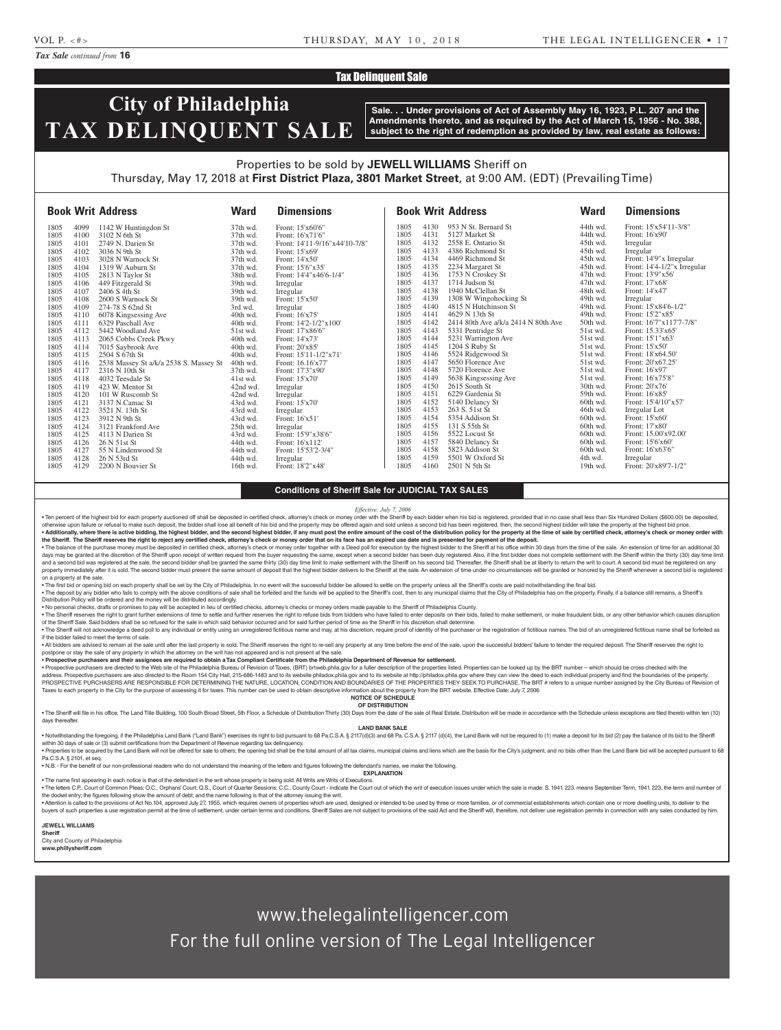*Tax Sale continued from* **16**

**Tax Delinquent Sale**

# City of Philadelphia TAX DELINQUENT SALE

**Sale. . . Under provisions of Act of Assembly May 16, 1923, P.L. 207 and the Amendments thereto, and as required by the Act of March 15, 1956 - No. 388, subject to the right of redemption as provided by law, real estate as follows:**

Properties to be sold by **JEWELL WILLIAMS** Sheriff on
Thursday, May 17, 2018 at **First District Plaza, 3801 Market Street**, at 9:00 AM. (EDT) (Prevailing Time)

| Book | Writ | Address | Ward | Dimensions |
|---|---|---|---|---|
| 1805 | 4099 | 1142 W Huntingdon St | 37th wd. | Front: 15'x60'6" |
| 1805 | 4100 | 3102 N 6th St | 37th wd. | Front: 16'x71'6" |
| 1805 | 4101 | 2749 N. Darien St | 37th wd. | Front: 14'11-9/16"x44'10-7/8" |
| 1805 | 4102 | 3036 N 9th St | 37th wd. | Front: 15'x69' |
| 1805 | 4103 | 3028 N Warnock St | 37th wd. | Front: 14'x50' |
| 1805 | 4104 | 1319 W Auburn St | 37th wd. | Front: 15'6"x35' |
| 1805 | 4105 | 2813 N Taylor St | 38th wd. | Front: 14'4"x46'6-1/4" |
| 1805 | 4106 | 449 Fitzgerald St | 39th wd. | Irregular |
| 1805 | 4107 | 2406 S 4th St | 39th wd. | Irregular |
| 1805 | 4108 | 2600 S Warnock St | 39th wd. | Front: 15'x50' |
| 1805 | 4109 | 274-78 S 62nd St | 3rd wd. | Irregular |
| 1805 | 4110 | 6078 Kingsessing Ave | 40th wd. | Front: 16'x75' |
| 1805 | 4111 | 6329 Paschall Ave | 40th wd. | Front: 14'2-1/2"x100' |
| 1805 | 4112 | 5442 Woodland Ave | 51st wd. | Front: 17'x86'6" |
| 1805 | 4113 | 2065 Cobbs Creek Pkwy | 40th wd. | Front: 14'x73' |
| 1805 | 4114 | 7015 Saybrook Ave | 40th wd. | Front: 20'x85' |
| 1805 | 4115 | 2504 S 67th St | 40th wd. | Front: 15'11-1/2"x71' |
| 1805 | 4116 | 2538 Massey St a/k/a 2538 S. Massey St | 40th wd. | Front: 16.16'x77' |
| 1805 | 4117 | 2316 N 10th St | 37th wd. | Front: 17'3"x90' |
| 1805 | 4118 | 4032 Teesdale St | 41st wd. | Front: 15'x70' |
| 1805 | 4119 | 423 W. Mentor St | 42nd wd. | Irregular |
| 1805 | 4120 | 101 W Ruscomb St | 42nd wd. | Irregular |
| 1805 | 4121 | 3137 N Camac St | 43rd wd. | Front: 15'x70' |
| 1805 | 4122 | 3521 N. 13th St | 43rd wd. | Irregular |
| 1805 | 4123 | 3912 N 9th St | 43rd wd. | Front: 16'x51' |
| 1805 | 4124 | 3121 Frankford Ave | 25th wd. | Irregular |
| 1805 | 4125 | 4113 N Darien St | 43rd wd. | Front: 15'9"x38'6" |
| 1805 | 4126 | 26 N 51st St | 44th wd. | Front: 16'x112' |
| 1805 | 4127 | 55 N Lindenwood St | 44th wd. | Front: 15'53'2-3/4" |
| 1805 | 4128 | 26 N 53rd St | 44th wd. | Irregular |
| 1805 | 4129 | 2200 N Bouvier St | 16th wd. | Front: 18'2"x48' |
| 1805 | 4130 | 953 N St. Bernard St | 44th wd. | Front: 15'x54'11-3/8" |
| 1805 | 4131 | 5127 Market St | 44th wd. | Front: 16'x90' |
| 1805 | 4132 | 2558 E. Ontario St | 45th wd. | Irregular |
| 1805 | 4133 | 4386 Richmond St | 45th wd. | Irregular |
| 1805 | 4134 | 4469 Richmond St | 45th wd. | Front: 14'9"x Irregular |
| 1805 | 4135 | 2234 Margaret St | 45th wd. | Front: 14'4-1/2"x Irregular |
| 1805 | 4136 | 1753 N Croskey St | 47th wd. | Front: 13'9"x56' |
| 1805 | 4137 | 1714 Judson St | 47th wd. | Front: 17'x68' |
| 1805 | 4138 | 1940 McClellan St | 48th wd. | Front: 14'x47' |
| 1805 | 4139 | 1308 W Wingohocking St | 49th wd. | Irregular |
| 1805 | 4140 | 4815 N Hutchinson St | 49th wd. | Front: 15'x84'6-1/2" |
| 1805 | 4141 | 4629 N 13th St | 49th wd. | Front: 15'2"x85' |
| 1805 | 4142 | 2414 80th Ave a/k/a 2414 N 80th Ave | 50th wd. | Front: 16'7"x117'7-7/8" |
| 1805 | 4143 | 5331 Pentridge St | 51st wd. | Front: 15.33'x65' |
| 1805 | 4144 | 5231 Warrington Ave | 51st wd. | Front: 15'1"x63' |
| 1805 | 4145 | 1204 S Ruby St | 51st wd. | Front: 15'x50' |
| 1805 | 4146 | 5524 Ridgewood St | 51st wd. | Front: 18'x64.50' |
| 1805 | 4147 | 5650 Florence Ave | 51st wd. | Front: 20'x67.25' |
| 1805 | 4148 | 5720 Florence Ave | 51st wd. | Front: 16'x97' |
| 1805 | 4149 | 5638 Kingsessing Ave | 51st wd. | Front: 16'x75'8" |
| 1805 | 4150 | 2615 South St | 30th wd. | Front: 20'x76' |
| 1805 | 4151 | 6229 Gardenia St | 59th wd. | Front: 16'x85' |
| 1805 | 4152 | 5140 Delancy St | 60th wd. | Front: 15'4/10"x57' |
| 1805 | 4153 | 263 S. 51st St | 46th wd. | Irregular Lot |
| 1805 | 4154 | 5354 Addison St | 60th wd. | Front: 15'x60' |
| 1805 | 4155 | 131 S 55th St | 60th wd. | Front: 17'x80' |
| 1805 | 4156 | 5522 Locust St | 60th wd. | Front: 15.00'x92.00' |
| 1805 | 4157 | 5840 Delancy St | 60th wd. | Front: 15'6"x60' |
| 1805 | 4158 | 5823 Addison St | 60th wd. | Front: 16'x63'6" |
| 1805 | 4159 | 5501 W Oxford St | 4th wd. | Irregular |
| 1805 | 4160 | 2501 N 5th St | 19th wd. | Front: 20'x89'7-1/2" |

## Conditions of Sheriff Sale for JUDICIAL TAX SALES

*Effective: July 7, 2006*

• Ten percent of the highest bid for each property auctioned off shall be deposited in certified check, attorney's check or money order with the Sheriff by each bidder when his bid is registered, provided that in no case shall less than Six Hundred Dollars ($600.00) be deposited, otherwise upon failure or refusal to make such deposit, the bidder shall lose all benefit of his bid and the property may be offered again and sold unless a second bid has been registered, then, the second highest bidder will take the property at the highest bid price.

• **Additionally, where there is active bidding, the highest bidder, and the second highest bidder, if any must post the entire amount of the cost of the distribution policy for the property at the time of sale by certified check, attorney's check or money order with the Sheriff. The Sheriff reserves the right to reject any certified check, attorney's check or money order that on its face has an expired use date and is presented for payment of the deposit.**

• The balance of the purchase money must be deposited in certified check, attorney's check or money order together with a Deed poll for execution by the highest bidder to the Sheriff at his office within 30 days from the time of the sale. An extension of time for an additional 30 days may be granted at the discretion of the Sheriff upon receipt of written request from the buyer requesting the same, except when a second bidder has been duly registered. Also, if the first bidder does not complete settlement with the Sheriff within the thirty (30) day time limit and a second bid was registered at the sale, the second bidder shall be granted the same thirty (30) day time limit to make settlement with the Sheriff on his second bid. Thereafter, the Sheriff shall be at liberty to return the writ to court. A second bid must be registered on any property immediately after it is sold. The second bidder must present the same amount of deposit that the highest bidder delivers to the Sheriff at the sale. An extension of time under no circumstances will be granted or honored by the Sheriff whenever a second bid is registered on a property at the sale.

• The first bid or opening bid on each property shall be set by the City of Philadelphia. In no event will the successful bidder be allowed to settle on the property unless all the Sheriff's costs are paid notwithstanding the final bid.

• The deposit by any bidder who fails to comply with the above conditions of sale shall be forfeited and the funds will be applied to the Sheriff's cost, then to any municipal claims that the City of Philadelphia has on the property. Finally, if a balance still remains, a Sheriff's Distribution Policy will be ordered and the money will be distributed accordingly.

• No personal checks, drafts or promises to pay will be accepted in lieu of certified checks, attorney's checks or money orders made payable to the Sheriff of Philadelphia County.

• The Sheriff reserves the right to grant further extensions of time to settle and further reserves the right to refuse bids from bidders who have failed to enter deposits on their bids, failed to make settlement, or make fraudulent bids, or any other behavior which causes disruption of the Sheriff Sale. Said bidders shall be so refused for the sale in which said behavior occurred and for said further period of time as the Sheriff in his discretion shall determine.

• The Sheriff will not acknowledge a deed poll to any individual or entity using an unregistered fictitious name and may, at his discretion, require proof of identity of the purchaser or the registration of fictitious names. The bid of an unregistered fictitious name shall be forfeited as if the bidder failed to meet the terms of sale.

• All bidders are advised to remain at the sale until after the last property is sold. The Sheriff reserves the right to re-sell any property at any time before the end of the sale, upon the successful bidders' failure to tender the required deposit. The Sheriff reserves the right to postpone or stay the sale of any property in which the attorney on the writ has not appeared and is not present at the sale.

• **Prospective purchasers and their assignees are required to obtain a Tax Compliant Certificate from the Philadelphia Department of Revenue for settlement.**

• Prospective purchasers are directed to the Web site of the Philadelphia Bureau of Revision of Taxes, (BRT) brtweb.phila.gov for a fuller description of the properties listed. Properties can be looked up by the BRT number – which should be cross checked with the address. Prospective purchasers are also directed to the Room 154 City Hall, 215-686-1483 and to its website philadox.phila.gov and to its website at http://philadox.phila.gov where they can view the deed to each individual property and find the boundaries of the property. PROSPECTIVE PURCHASERS ARE RESPONSIBLE FOR DETERMINING THE NATURE, LOCATION, CONDITION AND BOUNDARIES OF THE PROPERTIES THEY SEEK TO PURCHASE. The BRT # refers to a unique number assigned by the City Bureau of Revision of Taxes to each property in the City for the purpose of assessing it for taxes. This number can be used to obtain descriptive information about the property from the BRT website. Effective Date: July 7, 2006

**NOTICE OF SCHEDULE OF DISTRIBUTION**

• The Sheriff will file in his office, The Land Title Building, 100 South Broad Street, 5th Floor, a Schedule of Distribution Thirty (30) Days from the date of the sale of Real Estate. Distribution will be made in accordance with the Schedule unless exceptions are filed thereto within ten (10) days thereafter.

**LAND BANK SALE**

• Notwithstanding the foregoing, if the Philadelphia Land Bank ("Land Bank") exercises its right to bid pursuant to 68 Pa.C.S.A. § 2117(d)(3) and 68 Pa. C.S.A. § 2117 (d)(4), the Land Bank will not be required to (1) make a deposit for its bid (2) pay the balance of its bid to the Sheriff within 30 days of sale or (3) submit certifications from the Department of Revenue regarding tax delinquency.

• Properties to be acquired by the Land Bank will not be offered for sale to others; the opening bid shall be the total amount of all tax claims, municipal claims and liens which are the basis for the City's judgment, and no bids other than the Land Bank bid will be accepted pursuant to 68 Pa.C.S.A. § 2101, et seq.

• N.B. - For the benefit of our non-professional readers who do not understand the meaning of the letters and figures following the defendant's names, we make the following.

**EXPLANATION**

• The name first appearing in each notice is that of the defendant in the writ whose property is being sold. All Writs are Writs of Executions.

• The letters C.P., Court of Common Pleas; O.C., Orphans' Court; Q.S., Court of Quarter Sessions; C.C., County Court - indicate the Court out of which the writ of execution issues under which the sale is made: S. 1941. 223. means September Term, 1941. 223, the term and number of the docket entry; the figures following show the amount of debt; and the name following is that of the attorney issuing the writ.

• Attention is called to the provisions of Act No.104, approved July 27, 1955, which requires owners of properties which are used, designed or intended to be used by three or more families, or of commercial establishments which contain one or more dwelling units, to deliver to the buyers of such properties a use registration permit at the time of settlement, under certain terms and conditions. Sheriff Sales are not subject to provisions of the said Act and the Sheriff will, therefore, not deliver use registration permits in connection with any sales conducted by him.

**JEWELL WILLIAMS**
**Sheriff**
City and County of Philadelphia
**www.phillysheriff.com**

www.thelegalintelligencer.com
For the full online version of The Legal Intelligencer